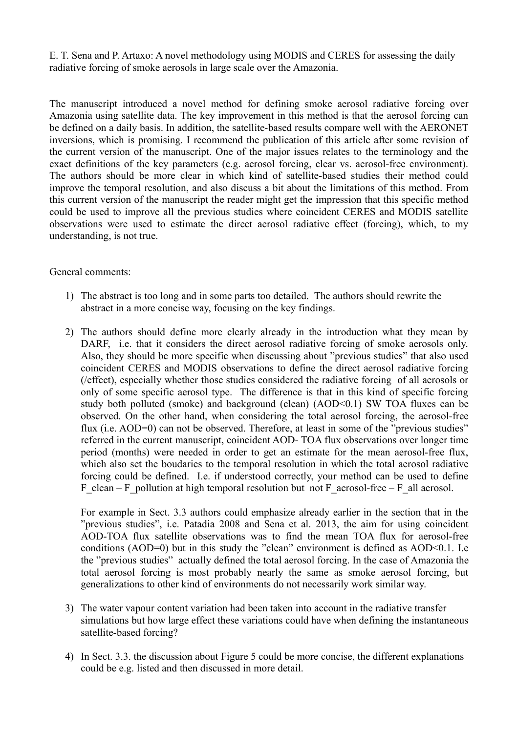E. T. Sena and P. Artaxo: A novel methodology using MODIS and CERES for assessing the daily radiative forcing of smoke aerosols in large scale over the Amazonia.

The manuscript introduced a novel method for defining smoke aerosol radiative forcing over Amazonia using satellite data. The key improvement in this method is that the aerosol forcing can be defined on a daily basis. In addition, the satellite-based results compare well with the AERONET inversions, which is promising. I recommend the publication of this article after some revision of the current version of the manuscript. One of the major issues relates to the terminology and the exact definitions of the key parameters (e.g. aerosol forcing, clear vs. aerosol-free environment). The authors should be more clear in which kind of satellite-based studies their method could improve the temporal resolution, and also discuss a bit about the limitations of this method. From this current version of the manuscript the reader might get the impression that this specific method could be used to improve all the previous studies where coincident CERES and MODIS satellite observations were used to estimate the direct aerosol radiative effect (forcing), which, to my understanding, is not true.

General comments:

1) The abstract is too long and in some parts too detailed. The authors should rewrite the abstract in a more concise way, focusing on the key findings.

2) The authors should define more clearly already in the introduction what they mean by DARF, i.e. that it considers the direct aerosol radiative forcing of smoke aerosols only. Also, they should be more specific when discussing about "previous studies" that also used coincident CERES and MODIS observations to define the direct aerosol radiative forcing (/effect), especially whether those studies considered the radiative forcing of all aerosols or only of some specific aerosol type. The difference is that in this kind of specific forcing study both polluted (smoke) and background (clean) (AOD<0.1) SW TOA fluxes can be observed. On the other hand, when considering the total aerosol forcing, the aerosol-free flux (i.e. AOD=0) can not be observed. Therefore, at least in some of the "previous studies" referred in the current manuscript, coincident AOD- TOA flux observations over longer time period (months) were needed in order to get an estimate for the mean aerosol-free flux, which also set the boudaries to the temporal resolution in which the total aerosol radiative forcing could be defined. I.e. if understood correctly, your method can be used to define $F_{clean} - F_{pollution}$ at high temporal resolution but not $F_{aerosol-free} - F_{all\ aerosol}$.

   For example in Sect. 3.3 authors could emphasize already earlier in the section that in the "previous studies", i.e. Patadia 2008 and Sena et al. 2013, the aim for using coincident AOD-TOA flux satellite observations was to find the mean TOA flux for aerosol-free conditions (AOD=0) but in this study the "clean" environment is defined as AOD<0.1. I.e the "previous studies" actually defined the total aerosol forcing. In the case of Amazonia the total aerosol forcing is most probably nearly the same as smoke aerosol forcing, but generalizations to other kind of environments do not necessarily work similar way.

3) The water vapour content variation had been taken into account in the radiative transfer simulations but how large effect these variations could have when defining the instantaneous satellite-based forcing?

4) In Sect. 3.3. the discussion about Figure 5 could be more concise, the different explanations could be e.g. listed and then discussed in more detail.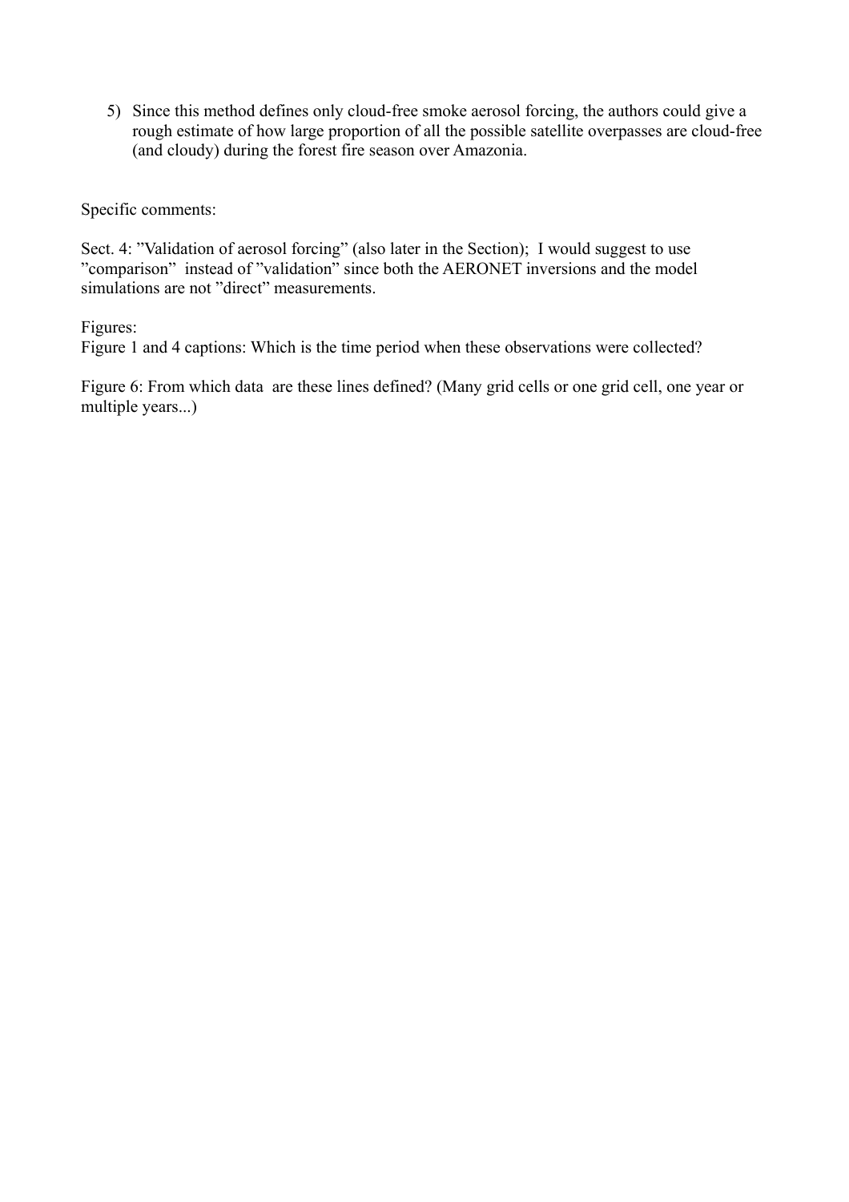5) Since this method defines only cloud-free smoke aerosol forcing, the authors could give a rough estimate of how large proportion of all the possible satellite overpasses are cloud-free (and cloudy) during the forest fire season over Amazonia.

Specific comments:

Sect. 4: ”Validation of aerosol forcing” (also later in the Section); I would suggest to use ”comparison” instead of ”validation” since both the AERONET inversions and the model simulations are not ”direct” measurements.

Figures:
Figure 1 and 4 captions: Which is the time period when these observations were collected?

Figure 6: From which data are these lines defined? (Many grid cells or one grid cell, one year or multiple years...)